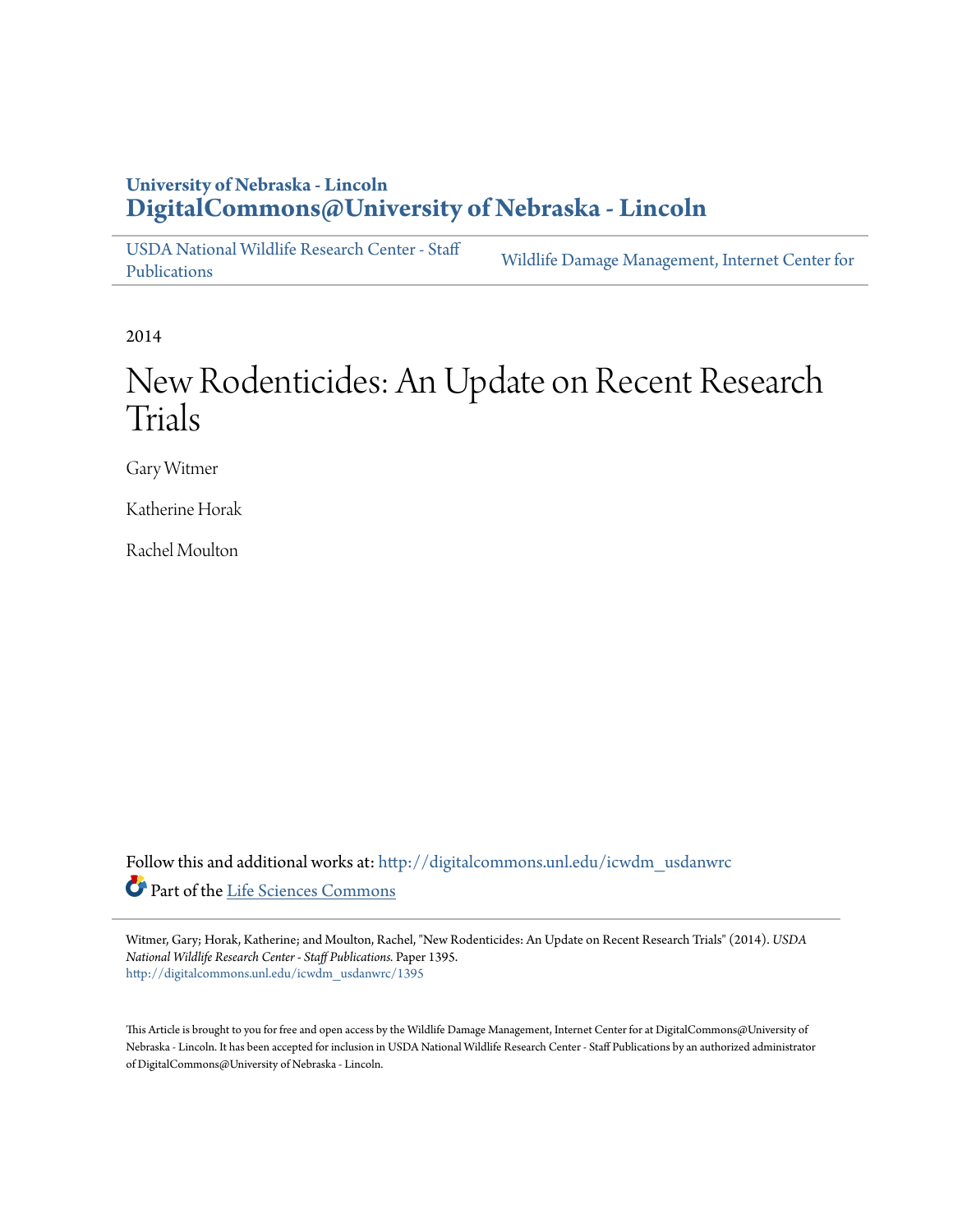University of Nebraska - Lincoln
**DigitalCommons@University of Nebraska - Lincoln**

USDA National Wildlife Research Center - Staff Publications | Wildlife Damage Management, Internet Center for

2014

# New Rodenticides: An Update on Recent Research Trials

Gary Witmer

Katherine Horak

Rachel Moulton

Follow this and additional works at: http://digitalcommons.unl.edu/icwdm_usdanwrc

Part of the Life Sciences Commons

Witmer, Gary; Horak, Katherine; and Moulton, Rachel, "New Rodenticides: An Update on Recent Research Trials" (2014). *USDA National Wildlife Research Center - Staff Publications.* Paper 1395.
http://digitalcommons.unl.edu/icwdm_usdanwrc/1395

This Article is brought to you for free and open access by the Wildlife Damage Management, Internet Center for at DigitalCommons@University of Nebraska - Lincoln. It has been accepted for inclusion in USDA National Wildlife Research Center - Staff Publications by an authorized administrator of DigitalCommons@University of Nebraska - Lincoln.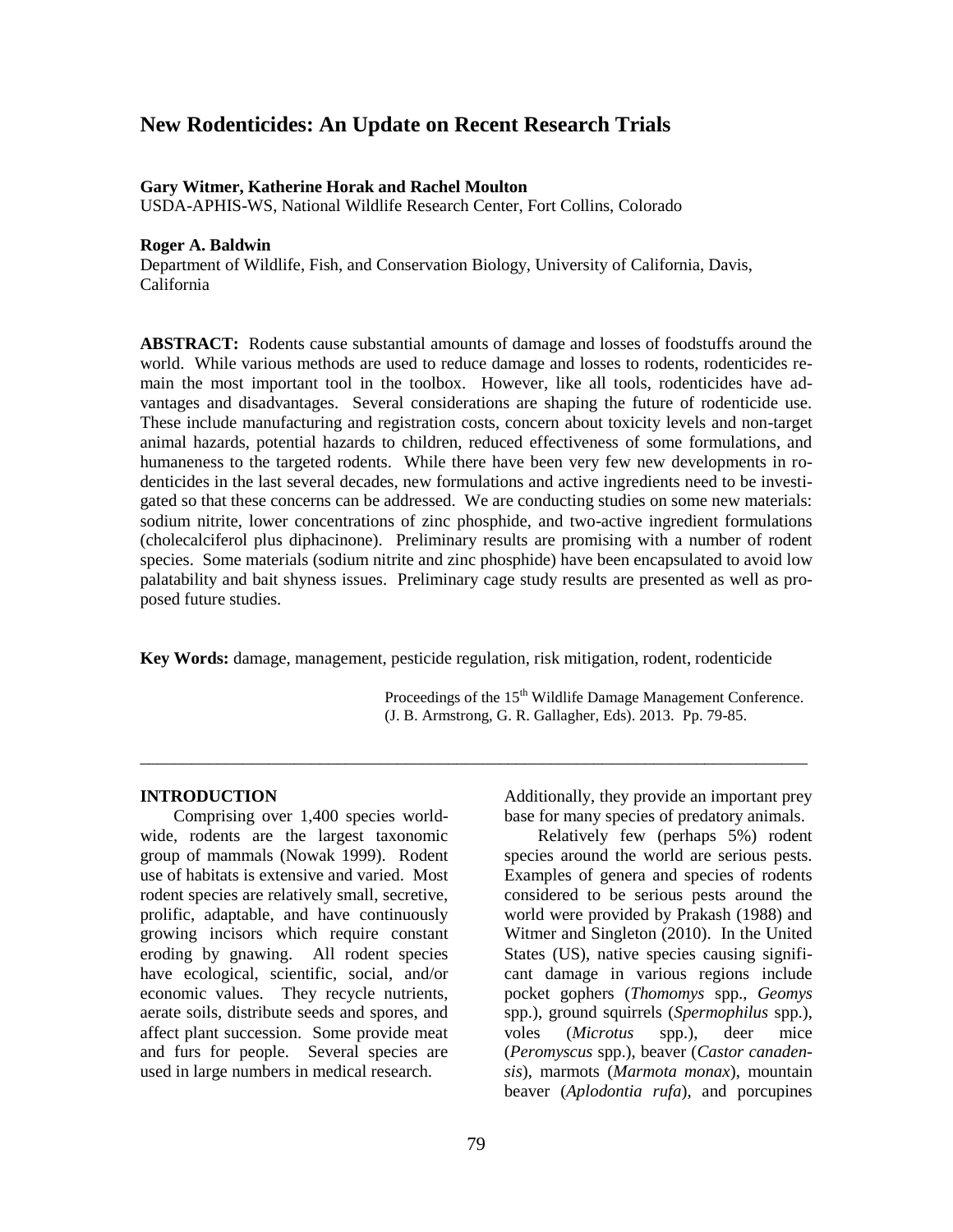# New Rodenticides: An Update on Recent Research Trials

**Gary Witmer, Katherine Horak and Rachel Moulton**
USDA-APHIS-WS, National Wildlife Research Center, Fort Collins, Colorado

**Roger A. Baldwin**
Department of Wildlife, Fish, and Conservation Biology, University of California, Davis, California

**ABSTRACT:** Rodents cause substantial amounts of damage and losses of foodstuffs around the world. While various methods are used to reduce damage and losses to rodents, rodenticides remain the most important tool in the toolbox. However, like all tools, rodenticides have advantages and disadvantages. Several considerations are shaping the future of rodenticide use. These include manufacturing and registration costs, concern about toxicity levels and non-target animal hazards, potential hazards to children, reduced effectiveness of some formulations, and humaneness to the targeted rodents. While there have been very few new developments in rodenticides in the last several decades, new formulations and active ingredients need to be investigated so that these concerns can be addressed. We are conducting studies on some new materials: sodium nitrite, lower concentrations of zinc phosphide, and two-active ingredient formulations (cholecalciferol plus diphacinone). Preliminary results are promising with a number of rodent species. Some materials (sodium nitrite and zinc phosphide) have been encapsulated to avoid low palatability and bait shyness issues. Preliminary cage study results are presented as well as proposed future studies.

**Key Words:** damage, management, pesticide regulation, risk mitigation, rodent, rodenticide

Proceedings of the 15th Wildlife Damage Management Conference. (J. B. Armstrong, G. R. Gallagher, Eds). 2013. Pp. 79-85.

---

## INTRODUCTION

Comprising over 1,400 species worldwide, rodents are the largest taxonomic group of mammals (Nowak 1999). Rodent use of habitats is extensive and varied. Most rodent species are relatively small, secretive, prolific, adaptable, and have continuously growing incisors which require constant eroding by gnawing. All rodent species have ecological, scientific, social, and/or economic values. They recycle nutrients, aerate soils, distribute seeds and spores, and affect plant succession. Some provide meat and furs for people. Several species are used in large numbers in medical research. Additionally, they provide an important prey base for many species of predatory animals.

Relatively few (perhaps 5%) rodent species around the world are serious pests. Examples of genera and species of rodents considered to be serious pests around the world were provided by Prakash (1988) and Witmer and Singleton (2010). In the United States (US), native species causing significant damage in various regions include pocket gophers (*Thomomys* spp., *Geomys* spp.), ground squirrels (*Spermophilus* spp.), voles (*Microtus* spp.), deer mice (*Peromyscus* spp.), beaver (*Castor canadensis*), marmots (*Marmota monax*), mountain beaver (*Aplodontia rufa*), and porcupines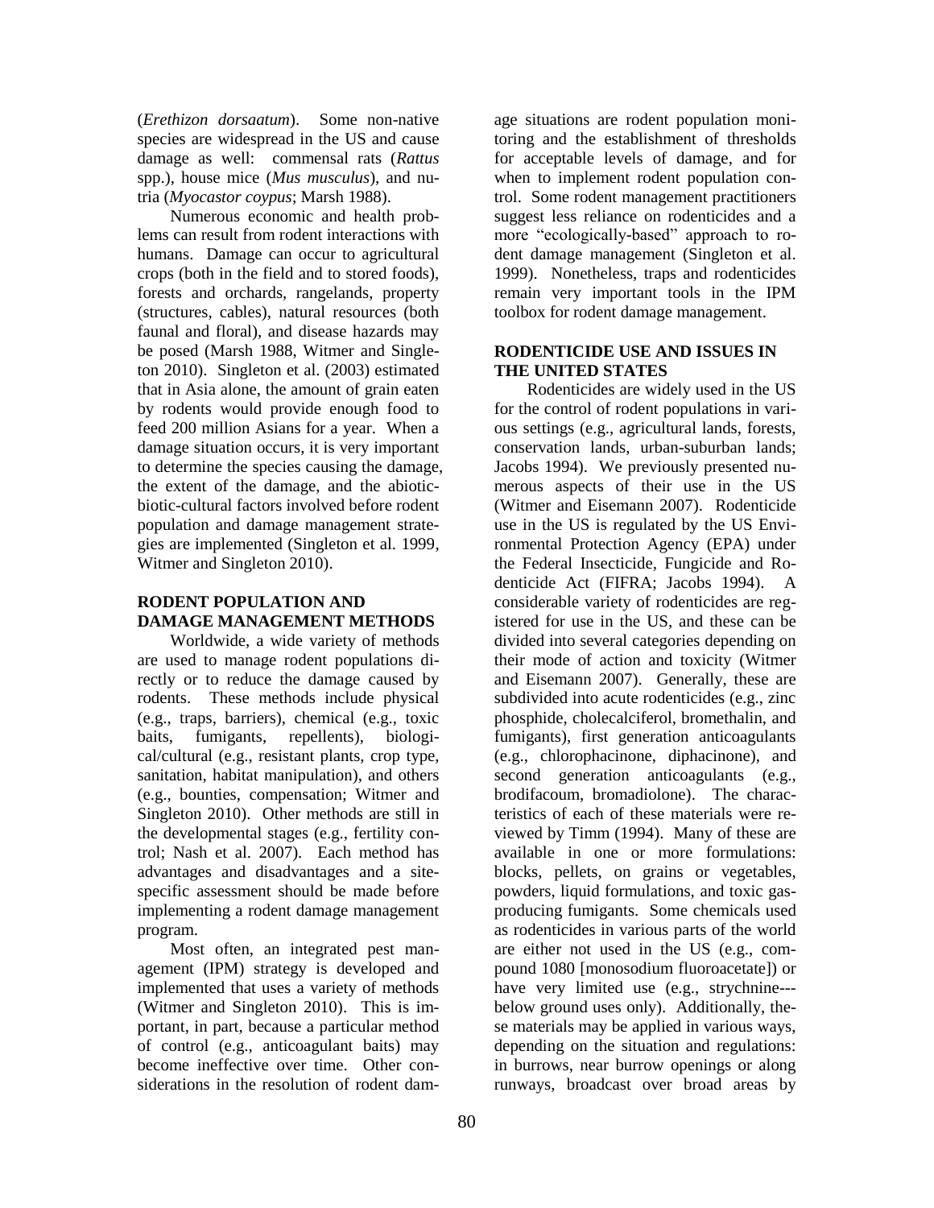(*Erethizon dorsaatum*). Some non-native species are widespread in the US and cause damage as well: commensal rats (*Rattus* spp.), house mice (*Mus musculus*), and nutria (*Myocastor coypus*; Marsh 1988).

Numerous economic and health problems can result from rodent interactions with humans. Damage can occur to agricultural crops (both in the field and to stored foods), forests and orchards, rangelands, property (structures, cables), natural resources (both faunal and floral), and disease hazards may be posed (Marsh 1988, Witmer and Singleton 2010). Singleton et al. (2003) estimated that in Asia alone, the amount of grain eaten by rodents would provide enough food to feed 200 million Asians for a year. When a damage situation occurs, it is very important to determine the species causing the damage, the extent of the damage, and the abiotic-biotic-cultural factors involved before rodent population and damage management strategies are implemented (Singleton et al. 1999, Witmer and Singleton 2010).

## RODENT POPULATION AND DAMAGE MANAGEMENT METHODS

Worldwide, a wide variety of methods are used to manage rodent populations directly or to reduce the damage caused by rodents. These methods include physical (e.g., traps, barriers), chemical (e.g., toxic baits, fumigants, repellents), biological/cultural (e.g., resistant plants, crop type, sanitation, habitat manipulation), and others (e.g., bounties, compensation; Witmer and Singleton 2010). Other methods are still in the developmental stages (e.g., fertility control; Nash et al. 2007). Each method has advantages and disadvantages and a site-specific assessment should be made before implementing a rodent damage management program.

Most often, an integrated pest management (IPM) strategy is developed and implemented that uses a variety of methods (Witmer and Singleton 2010). This is important, in part, because a particular method of control (e.g., anticoagulant baits) may become ineffective over time. Other considerations in the resolution of rodent damage situations are rodent population monitoring and the establishment of thresholds for acceptable levels of damage, and for when to implement rodent population control. Some rodent management practitioners suggest less reliance on rodenticides and a more "ecologically-based" approach to rodent damage management (Singleton et al. 1999). Nonetheless, traps and rodenticides remain very important tools in the IPM toolbox for rodent damage management.

## RODENTICIDE USE AND ISSUES IN THE UNITED STATES

Rodenticides are widely used in the US for the control of rodent populations in various settings (e.g., agricultural lands, forests, conservation lands, urban-suburban lands; Jacobs 1994). We previously presented numerous aspects of their use in the US (Witmer and Eisemann 2007). Rodenticide use in the US is regulated by the US Environmental Protection Agency (EPA) under the Federal Insecticide, Fungicide and Rodenticide Act (FIFRA; Jacobs 1994). A considerable variety of rodenticides are registered for use in the US, and these can be divided into several categories depending on their mode of action and toxicity (Witmer and Eisemann 2007). Generally, these are subdivided into acute rodenticides (e.g., zinc phosphide, cholecalciferol, bromethalin, and fumigants), first generation anticoagulants (e.g., chlorophacinone, diphacinone), and second generation anticoagulants (e.g., brodifacoum, bromadiolone). The characteristics of each of these materials were reviewed by Timm (1994). Many of these are available in one or more formulations: blocks, pellets, on grains or vegetables, powders, liquid formulations, and toxic gas-producing fumigants. Some chemicals used as rodenticides in various parts of the world are either not used in the US (e.g., compound 1080 [monosodium fluoroacetate]) or have very limited use (e.g., strychnine---below ground uses only). Additionally, these materials may be applied in various ways, depending on the situation and regulations: in burrows, near burrow openings or along runways, broadcast over broad areas by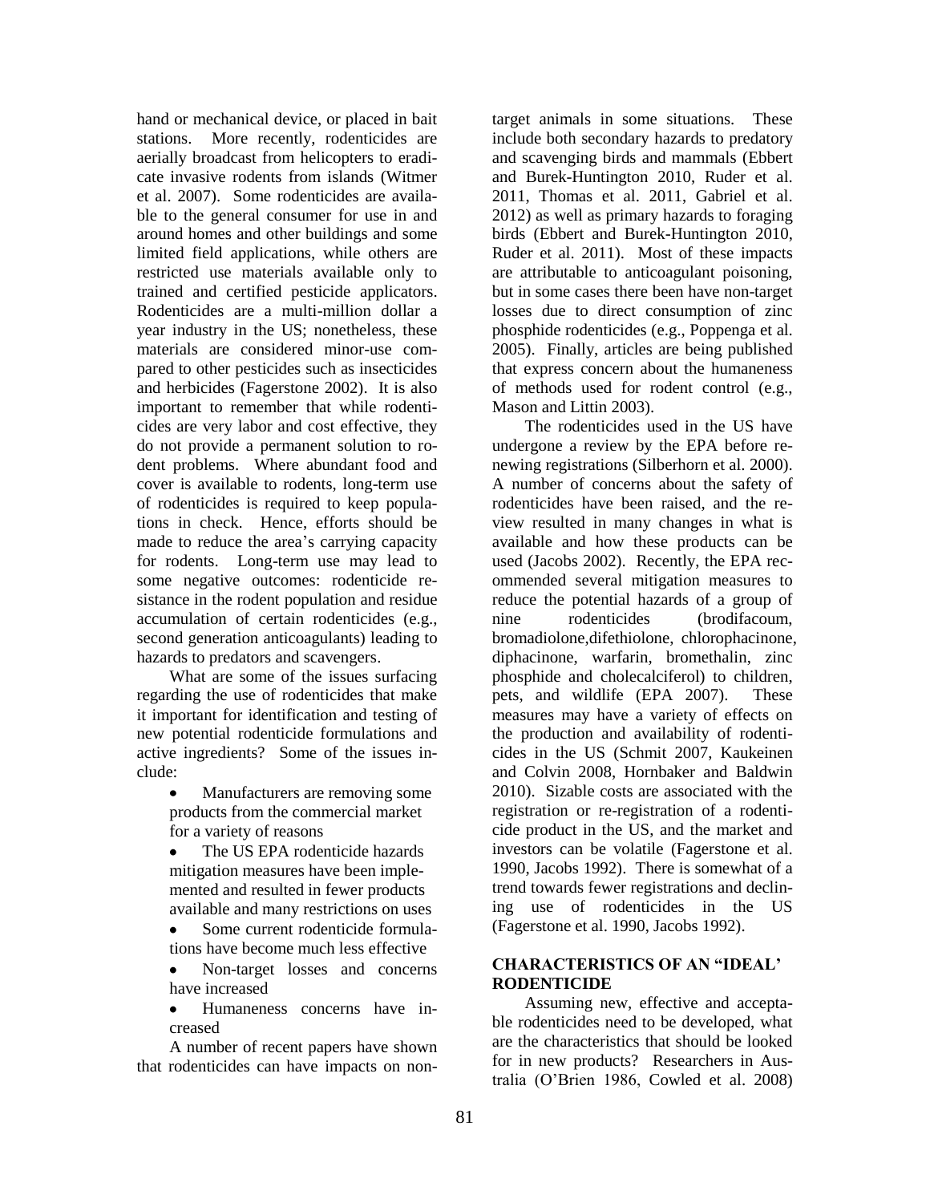hand or mechanical device, or placed in bait stations. More recently, rodenticides are aerially broadcast from helicopters to eradicate invasive rodents from islands (Witmer et al. 2007). Some rodenticides are available to the general consumer for use in and around homes and other buildings and some limited field applications, while others are restricted use materials available only to trained and certified pesticide applicators. Rodenticides are a multi-million dollar a year industry in the US; nonetheless, these materials are considered minor-use compared to other pesticides such as insecticides and herbicides (Fagerstone 2002). It is also important to remember that while rodenticides are very labor and cost effective, they do not provide a permanent solution to rodent problems. Where abundant food and cover is available to rodents, long-term use of rodenticides is required to keep populations in check. Hence, efforts should be made to reduce the area's carrying capacity for rodents. Long-term use may lead to some negative outcomes: rodenticide resistance in the rodent population and residue accumulation of certain rodenticides (e.g., second generation anticoagulants) leading to hazards to predators and scavengers.

What are some of the issues surfacing regarding the use of rodenticides that make it important for identification and testing of new potential rodenticide formulations and active ingredients? Some of the issues include:

- Manufacturers are removing some products from the commercial market for a variety of reasons
- The US EPA rodenticide hazards mitigation measures have been implemented and resulted in fewer products available and many restrictions on uses
- Some current rodenticide formulations have become much less effective
- Non-target losses and concerns have increased
- Humaneness concerns have increased

A number of recent papers have shown that rodenticides can have impacts on non-target animals in some situations. These include both secondary hazards to predatory and scavenging birds and mammals (Ebbert and Burek-Huntington 2010, Ruder et al. 2011, Thomas et al. 2011, Gabriel et al. 2012) as well as primary hazards to foraging birds (Ebbert and Burek-Huntington 2010, Ruder et al. 2011). Most of these impacts are attributable to anticoagulant poisoning, but in some cases there been have non-target losses due to direct consumption of zinc phosphide rodenticides (e.g., Poppenga et al. 2005). Finally, articles are being published that express concern about the humaneness of methods used for rodent control (e.g., Mason and Littin 2003).

The rodenticides used in the US have undergone a review by the EPA before renewing registrations (Silberhorn et al. 2000). A number of concerns about the safety of rodenticides have been raised, and the review resulted in many changes in what is available and how these products can be used (Jacobs 2002). Recently, the EPA recommended several mitigation measures to reduce the potential hazards of a group of nine rodenticides (brodifacoum, bromadiolone,difethiolone, chlorophacinone, diphacinone, warfarin, bromethalin, zinc phosphide and cholecalciferol) to children, pets, and wildlife (EPA 2007). These measures may have a variety of effects on the production and availability of rodenticides in the US (Schmit 2007, Kaukeinen and Colvin 2008, Hornbaker and Baldwin 2010). Sizable costs are associated with the registration or re-registration of a rodenticide product in the US, and the market and investors can be volatile (Fagerstone et al. 1990, Jacobs 1992). There is somewhat of a trend towards fewer registrations and declining use of rodenticides in the US (Fagerstone et al. 1990, Jacobs 1992).

## CHARACTERISTICS OF AN "IDEAL' RODENTICIDE

Assuming new, effective and acceptable rodenticides need to be developed, what are the characteristics that should be looked for in new products? Researchers in Australia (O'Brien 1986, Cowled et al. 2008)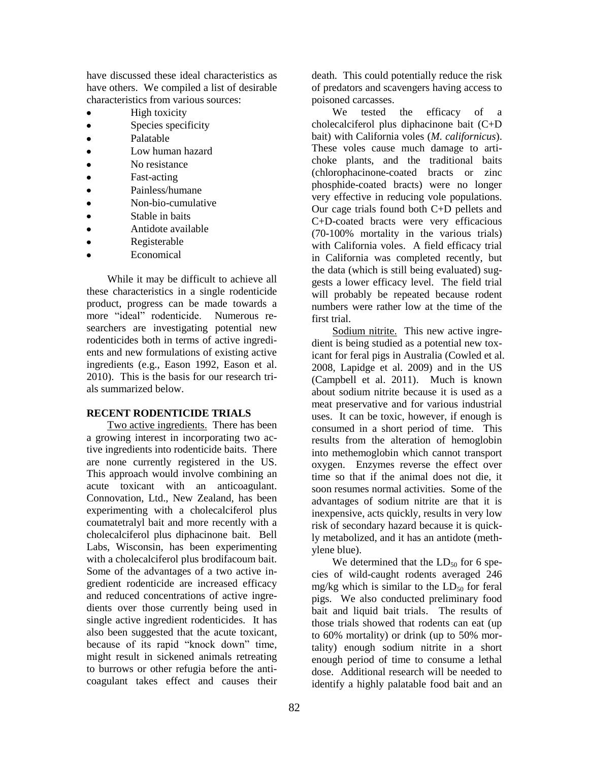have discussed these ideal characteristics as have others. We compiled a list of desirable characteristics from various sources:

- High toxicity
- Species specificity
- Palatable
- Low human hazard
- No resistance
- Fast-acting
- Painless/humane
- Non-bio-cumulative
- Stable in baits
- Antidote available
- Registerable
- Economical

While it may be difficult to achieve all these characteristics in a single rodenticide product, progress can be made towards a more "ideal" rodenticide. Numerous researchers are investigating potential new rodenticides both in terms of active ingredients and new formulations of existing active ingredients (e.g., Eason 1992, Eason et al. 2010). This is the basis for our research trials summarized below.

## RECENT RODENTICIDE TRIALS

Two active ingredients. There has been a growing interest in incorporating two active ingredients into rodenticide baits. There are none currently registered in the US. This approach would involve combining an acute toxicant with an anticoagulant. Connovation, Ltd., New Zealand, has been experimenting with a cholecalciferol plus coumatetralyl bait and more recently with a cholecalciferol plus diphacinone bait. Bell Labs, Wisconsin, has been experimenting with a cholecalciferol plus brodifacoum bait. Some of the advantages of a two active ingredient rodenticide are increased efficacy and reduced concentrations of active ingredients over those currently being used in single active ingredient rodenticides. It has also been suggested that the acute toxicant, because of its rapid "knock down" time, might result in sickened animals retreating to burrows or other refugia before the anticoagulant takes effect and causes their death. This could potentially reduce the risk of predators and scavengers having access to poisoned carcasses.

We tested the efficacy of a cholecalciferol plus diphacinone bait (C+D bait) with California voles (*M. californicus*). These voles cause much damage to artichoke plants, and the traditional baits (chlorophacinone-coated bracts or zinc phosphide-coated bracts) were no longer very effective in reducing vole populations. Our cage trials found both C+D pellets and C+D-coated bracts were very efficacious (70-100% mortality in the various trials) with California voles. A field efficacy trial in California was completed recently, but the data (which is still being evaluated) suggests a lower efficacy level. The field trial will probably be repeated because rodent numbers were rather low at the time of the first trial.

Sodium nitrite. This new active ingredient is being studied as a potential new toxicant for feral pigs in Australia (Cowled et al. 2008, Lapidge et al. 2009) and in the US (Campbell et al. 2011). Much is known about sodium nitrite because it is used as a meat preservative and for various industrial uses. It can be toxic, however, if enough is consumed in a short period of time. This results from the alteration of hemoglobin into methemoglobin which cannot transport oxygen. Enzymes reverse the effect over time so that if the animal does not die, it soon resumes normal activities. Some of the advantages of sodium nitrite are that it is inexpensive, acts quickly, results in very low risk of secondary hazard because it is quickly metabolized, and it has an antidote (methylene blue).

We determined that the $LD_{50}$ for 6 species of wild-caught rodents averaged 246 mg/kg which is similar to the $LD_{50}$ for feral pigs. We also conducted preliminary food bait and liquid bait trials. The results of those trials showed that rodents can eat (up to 60% mortality) or drink (up to 50% mortality) enough sodium nitrite in a short enough period of time to consume a lethal dose. Additional research will be needed to identify a highly palatable food bait and an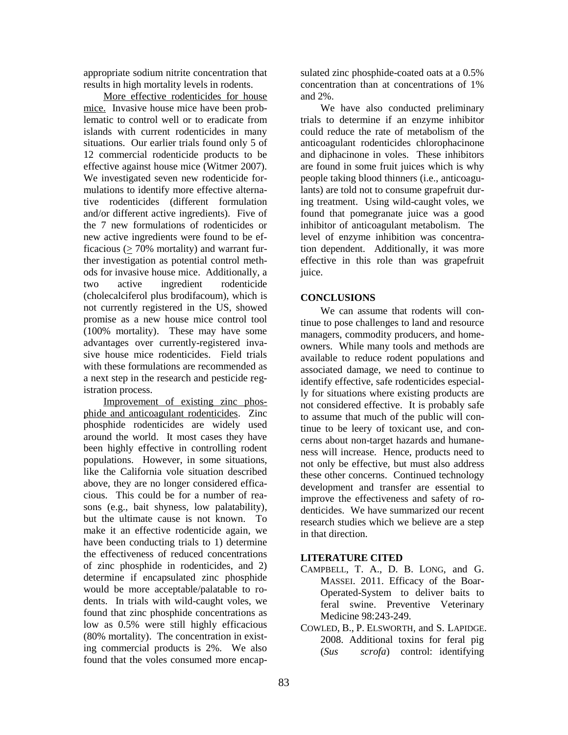appropriate sodium nitrite concentration that results in high mortality levels in rodents.

More effective rodenticides for house mice. Invasive house mice have been problematic to control well or to eradicate from islands with current rodenticides in many situations. Our earlier trials found only 5 of 12 commercial rodenticide products to be effective against house mice (Witmer 2007). We investigated seven new rodenticide formulations to identify more effective alternative rodenticides (different formulation and/or different active ingredients). Five of the 7 new formulations of rodenticides or new active ingredients were found to be efficacious (≥ 70% mortality) and warrant further investigation as potential control methods for invasive house mice. Additionally, a two active ingredient rodenticide (cholecalciferol plus brodifacoum), which is not currently registered in the US, showed promise as a new house mice control tool (100% mortality). These may have some advantages over currently-registered invasive house mice rodenticides. Field trials with these formulations are recommended as a next step in the research and pesticide registration process.

Improvement of existing zinc phosphide and anticoagulant rodenticides. Zinc phosphide rodenticides are widely used around the world. It most cases they have been highly effective in controlling rodent populations. However, in some situations, like the California vole situation described above, they are no longer considered efficacious. This could be for a number of reasons (e.g., bait shyness, low palatability), but the ultimate cause is not known. To make it an effective rodenticide again, we have been conducting trials to 1) determine the effectiveness of reduced concentrations of zinc phosphide in rodenticides, and 2) determine if encapsulated zinc phosphide would be more acceptable/palatable to rodents. In trials with wild-caught voles, we found that zinc phosphide concentrations as low as 0.5% were still highly efficacious (80% mortality). The concentration in existing commercial products is 2%. We also found that the voles consumed more encapsulated zinc phosphide-coated oats at a 0.5% concentration than at concentrations of 1% and 2%.

We have also conducted preliminary trials to determine if an enzyme inhibitor could reduce the rate of metabolism of the anticoagulant rodenticides chlorophacinone and diphacinone in voles. These inhibitors are found in some fruit juices which is why people taking blood thinners (i.e., anticoagulants) are told not to consume grapefruit during treatment. Using wild-caught voles, we found that pomegranate juice was a good inhibitor of anticoagulant metabolism. The level of enzyme inhibition was concentration dependent. Additionally, it was more effective in this role than was grapefruit juice.

## CONCLUSIONS

We can assume that rodents will continue to pose challenges to land and resource managers, commodity producers, and homeowners. While many tools and methods are available to reduce rodent populations and associated damage, we need to continue to identify effective, safe rodenticides especially for situations where existing products are not considered effective. It is probably safe to assume that much of the public will continue to be leery of toxicant use, and concerns about non-target hazards and humaneness will increase. Hence, products need to not only be effective, but must also address these other concerns. Continued technology development and transfer are essential to improve the effectiveness and safety of rodenticides. We have summarized our recent research studies which we believe are a step in that direction.

## LITERATURE CITED

CAMPBELL, T. A., D. B. LONG, and G. MASSEI. 2011. Efficacy of the Boar-Operated-System to deliver baits to feral swine. Preventive Veterinary Medicine 98:243-249.

COWLED, B., P. ELSWORTH, and S. LAPIDGE. 2008. Additional toxins for feral pig (*Sus scrofa*) control: identifying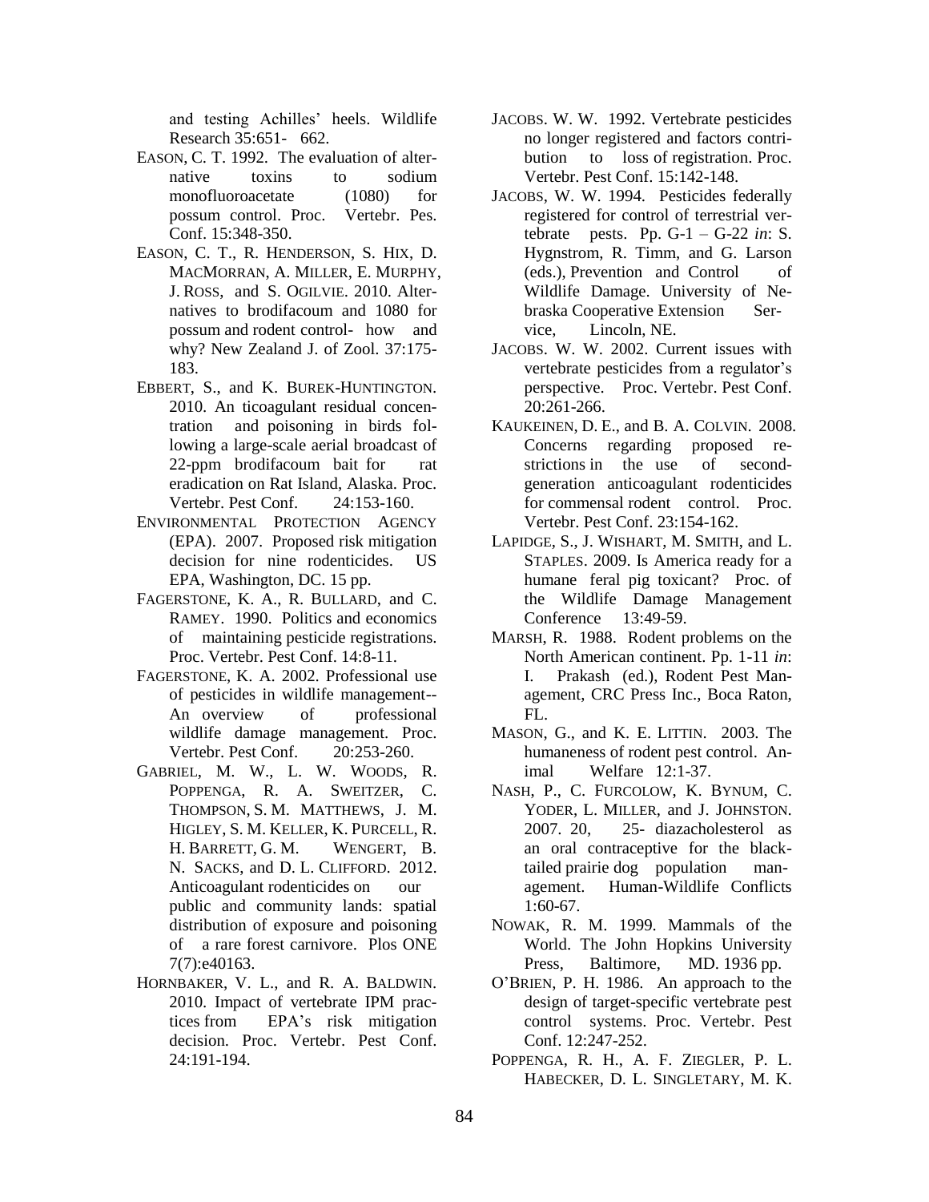and testing Achilles' heels. Wildlife Research 35:651- 662.

EASON, C. T. 1992. The evaluation of alternative toxins to sodium monofluoroacetate (1080) for possum control. Proc. Vertebr. Pes. Conf. 15:348-350.

EASON, C. T., R. HENDERSON, S. HIX, D. MACMORRAN, A. MILLER, E. MURPHY, J. ROSS, and S. OGILVIE. 2010. Alternatives to brodifacoum and 1080 for possum and rodent control- how and why? New Zealand J. of Zool. 37:175-183.

EBBERT, S., and K. BUREK-HUNTINGTON. 2010. An ticoagulant residual concentration and poisoning in birds following a large-scale aerial broadcast of 22-ppm brodifacoum bait for rat eradication on Rat Island, Alaska. Proc. Vertebr. Pest Conf. 24:153-160.

ENVIRONMENTAL PROTECTION AGENCY (EPA). 2007. Proposed risk mitigation decision for nine rodenticides. US EPA, Washington, DC. 15 pp.

FAGERSTONE, K. A., R. BULLARD, and C. RAMEY. 1990. Politics and economics of maintaining pesticide registrations. Proc. Vertebr. Pest Conf. 14:8-11.

FAGERSTONE, K. A. 2002. Professional use of pesticides in wildlife management--An overview of professional wildlife damage management. Proc. Vertebr. Pest Conf. 20:253-260.

GABRIEL, M. W., L. W. WOODS, R. POPPENGA, R. A. SWEITZER, C. THOMPSON, S. M. MATTHEWS, J. M. HIGLEY, S. M. KELLER, K. PURCELL, R. H. BARRETT, G. M. WENGERT, B. N. SACKS, and D. L. CLIFFORD. 2012. Anticoagulant rodenticides on our public and community lands: spatial distribution of exposure and poisoning of a rare forest carnivore. Plos ONE 7(7):e40163.

HORNBAKER, V. L., and R. A. BALDWIN. 2010. Impact of vertebrate IPM practices from EPA's risk mitigation decision. Proc. Vertebr. Pest Conf. 24:191-194.

JACOBS. W. W. 1992. Vertebrate pesticides no longer registered and factors contribution to loss of registration. Proc. Vertebr. Pest Conf. 15:142-148.

JACOBS, W. W. 1994. Pesticides federally registered for control of terrestrial vertebrate pests. Pp. G-1 – G-22 *in*: S. Hygnstrom, R. Timm, and G. Larson (eds.), Prevention and Control of Wildlife Damage. University of Nebraska Cooperative Extension Service, Lincoln, NE.

JACOBS. W. W. 2002. Current issues with vertebrate pesticides from a regulator's perspective. Proc. Vertebr. Pest Conf. 20:261-266.

KAUKEINEN, D. E., and B. A. COLVIN. 2008. Concerns regarding proposed restrictions in the use of second-generation anticoagulant rodenticides for commensal rodent control. Proc. Vertebr. Pest Conf. 23:154-162.

LAPIDGE, S., J. WISHART, M. SMITH, and L. STAPLES. 2009. Is America ready for a humane feral pig toxicant? Proc. of the Wildlife Damage Management Conference 13:49-59.

MARSH, R. 1988. Rodent problems on the North American continent. Pp. 1-11 *in*: I. Prakash (ed.), Rodent Pest Management, CRC Press Inc., Boca Raton, FL.

MASON, G., and K. E. LITTIN. 2003. The humaneness of rodent pest control. Animal Welfare 12:1-37.

NASH, P., C. FURCOLOW, K. BYNUM, C. YODER, L. MILLER, and J. JOHNSTON. 2007. 20, 25- diazacholesterol as an oral contraceptive for the black-tailed prairie dog population management. Human-Wildlife Conflicts 1:60-67.

NOWAK, R. M. 1999. Mammals of the World. The John Hopkins University Press, Baltimore, MD. 1936 pp.

O'BRIEN, P. H. 1986. An approach to the design of target-specific vertebrate pest control systems. Proc. Vertebr. Pest Conf. 12:247-252.

POPPENGA, R. H., A. F. ZIEGLER, P. L. HABECKER, D. L. SINGLETARY, M. K.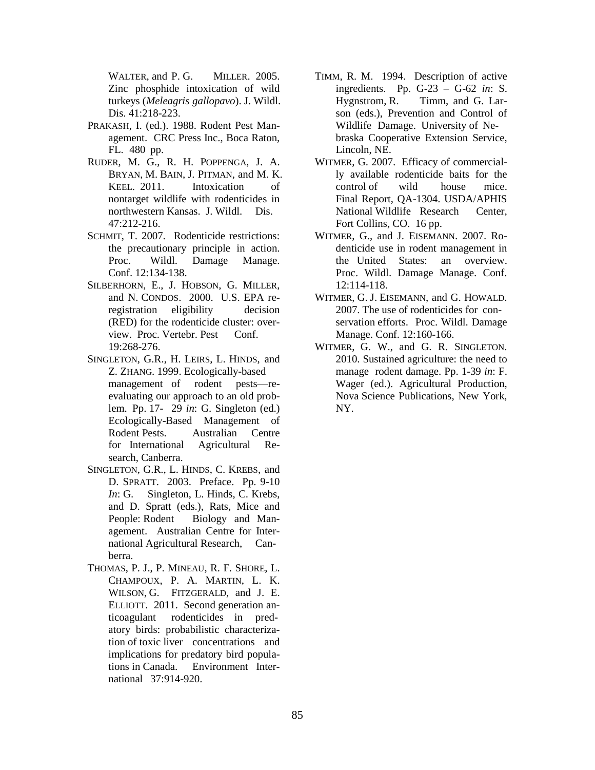WALTER, and P. G. MILLER. 2005. Zinc phosphide intoxication of wild turkeys (*Meleagris gallopavo*). J. Wildl. Dis. 41:218-223.

PRAKASH, I. (ed.). 1988. Rodent Pest Management. CRC Press Inc., Boca Raton, FL. 480 pp.

RUDER, M. G., R. H. POPPENGA, J. A. BRYAN, M. BAIN, J. PITMAN, and M. K. KEEL. 2011. Intoxication of nontarget wildlife with rodenticides in northwestern Kansas. J. Wildl. Dis. 47:212-216.

SCHMIT, T. 2007. Rodenticide restrictions: the precautionary principle in action. Proc. Wildl. Damage Manage. Conf. 12:134-138.

SILBERHORN, E., J. HOBSON, G. MILLER, and N. CONDOS. 2000. U.S. EPA reregistration eligibility decision (RED) for the rodenticide cluster: overview. Proc. Vertebr. Pest Conf. 19:268-276.

SINGLETON, G.R., H. LEIRS, L. HINDS, and Z. ZHANG. 1999. Ecologically-based management of rodent pests—re-evaluating our approach to an old problem. Pp. 17- 29 *in*: G. Singleton (ed.) Ecologically-Based Management of Rodent Pests. Australian Centre for International Agricultural Research, Canberra.

SINGLETON, G.R., L. HINDS, C. KREBS, and D. SPRATT. 2003. Preface. Pp. 9-10 *In*: G. Singleton, L. Hinds, C. Krebs, and D. Spratt (eds.), Rats, Mice and People: Rodent Biology and Management. Australian Centre for International Agricultural Research, Canberra.

THOMAS, P. J., P. MINEAU, R. F. SHORE, L. CHAMPOUX, P. A. MARTIN, L. K. WILSON, G. FITZGERALD, and J. E. ELLIOTT. 2011. Second generation anticoagulant rodenticides in predatory birds: probabilistic characterization of toxic liver concentrations and implications for predatory bird populations in Canada. Environment International 37:914-920.

TIMM, R. M. 1994. Description of active ingredients. Pp. G-23 – G-62 *in*: S. Hygnstrom, R. Timm, and G. Larson (eds.), Prevention and Control of Wildlife Damage. University of Nebraska Cooperative Extension Service, Lincoln, NE.

WITMER, G. 2007. Efficacy of commercially available rodenticide baits for the control of wild house mice. Final Report, QA-1304. USDA/APHIS National Wildlife Research Center, Fort Collins, CO. 16 pp.

WITMER, G., and J. EISEMANN. 2007. Rodenticide use in rodent management in the United States: an overview. Proc. Wildl. Damage Manage. Conf. 12:114-118.

WITMER, G. J. EISEMANN, and G. HOWALD. 2007. The use of rodenticides for conservation efforts. Proc. Wildl. Damage Manage. Conf. 12:160-166.

WITMER, G. W., and G. R. SINGLETON. 2010. Sustained agriculture: the need to manage rodent damage. Pp. 1-39 *in*: F. Wager (ed.). Agricultural Production, Nova Science Publications, New York, NY.